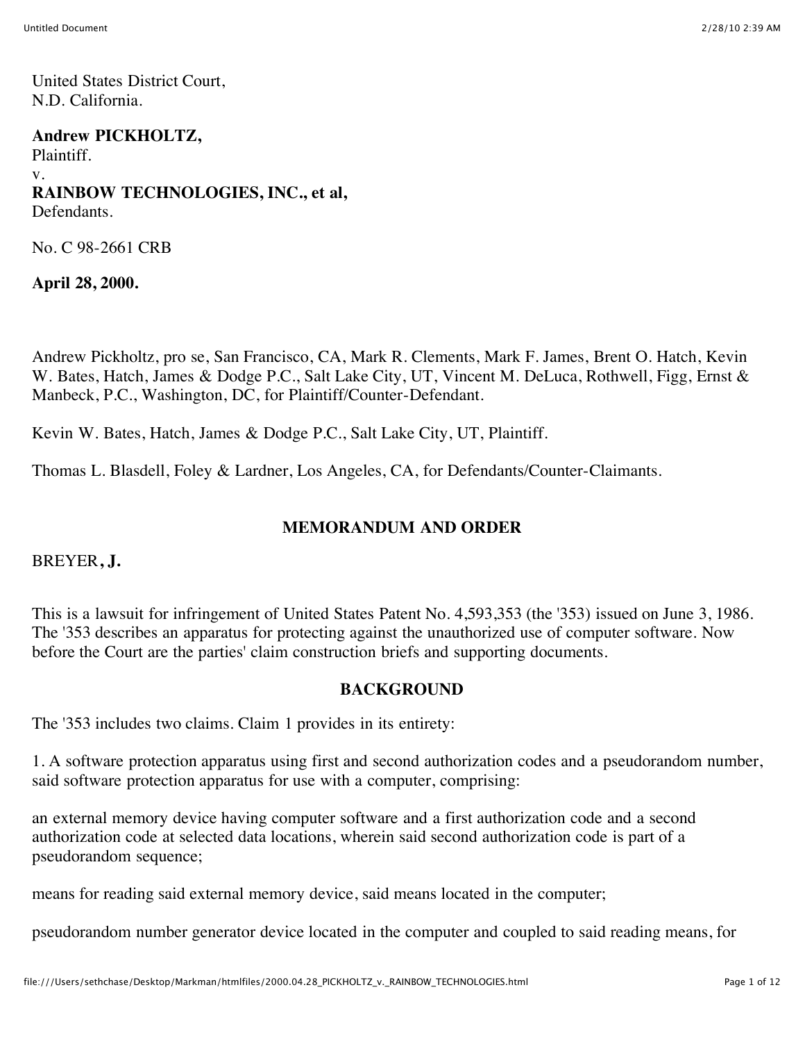United States District Court,
N.D. California.

**Andrew PICKHOLTZ,**
Plaintiff.
v.
**RAINBOW TECHNOLOGIES, INC., et al,**
Defendants.

No. C 98-2661 CRB

**April 28, 2000.**

Andrew Pickholtz, pro se, San Francisco, CA, Mark R. Clements, Mark F. James, Brent O. Hatch, Kevin W. Bates, Hatch, James & Dodge P.C., Salt Lake City, UT, Vincent M. DeLuca, Rothwell, Figg, Ernst & Manbeck, P.C., Washington, DC, for Plaintiff/Counter-Defendant.

Kevin W. Bates, Hatch, James & Dodge P.C., Salt Lake City, UT, Plaintiff.

Thomas L. Blasdell, Foley & Lardner, Los Angeles, CA, for Defendants/Counter-Claimants.

## MEMORANDUM AND ORDER

BREYER**, J.**

This is a lawsuit for infringement of United States Patent No. 4,593,353 (the '353) issued on June 3, 1986. The '353 describes an apparatus for protecting against the unauthorized use of computer software. Now before the Court are the parties' claim construction briefs and supporting documents.

## BACKGROUND

The '353 includes two claims. Claim 1 provides in its entirety:

1. A software protection apparatus using first and second authorization codes and a pseudorandom number, said software protection apparatus for use with a computer, comprising:

an external memory device having computer software and a first authorization code and a second authorization code at selected data locations, wherein said second authorization code is part of a pseudorandom sequence;

means for reading said external memory device, said means located in the computer;

pseudorandom number generator device located in the computer and coupled to said reading means, for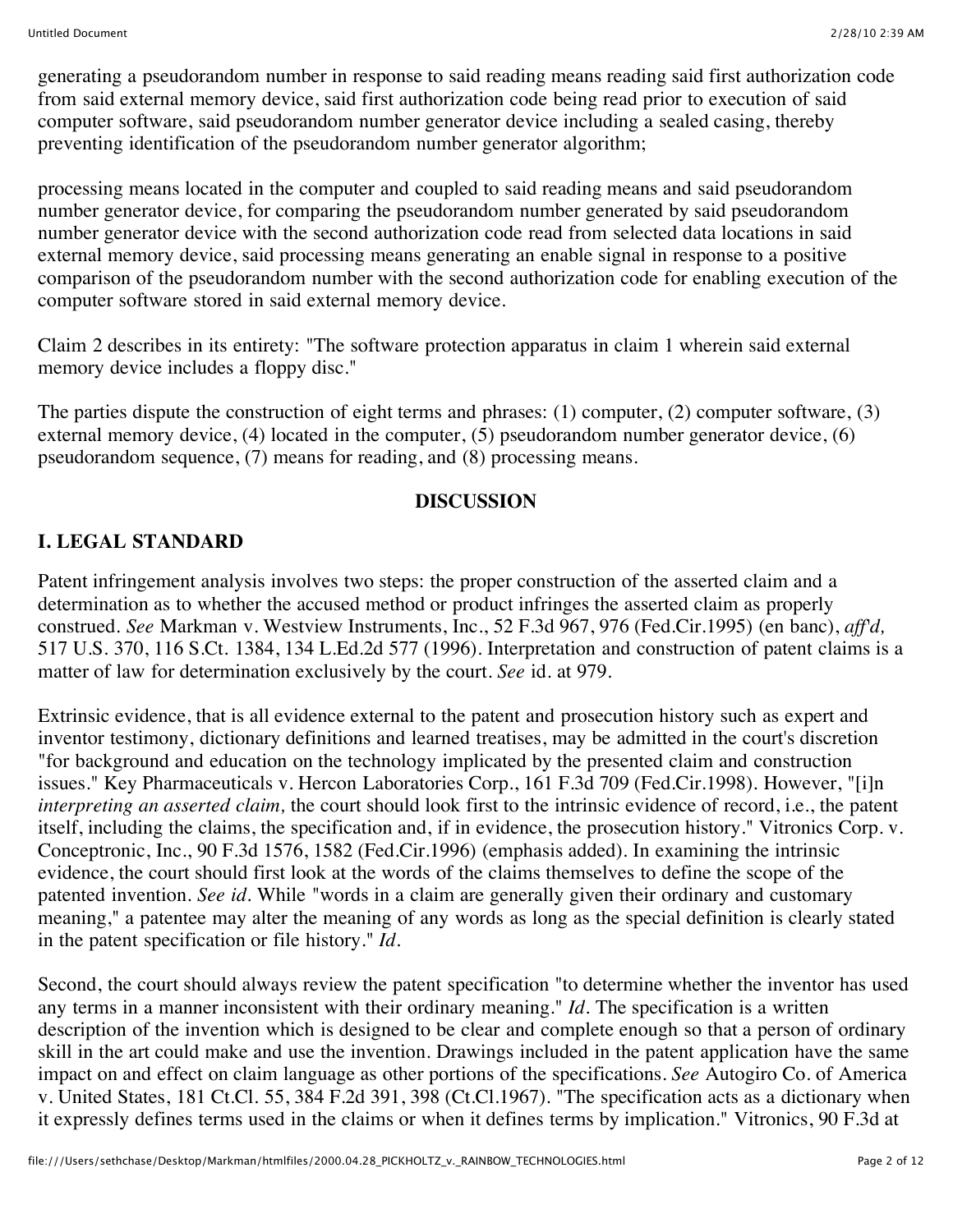generating a pseudorandom number in response to said reading means reading said first authorization code from said external memory device, said first authorization code being read prior to execution of said computer software, said pseudorandom number generator device including a sealed casing, thereby preventing identification of the pseudorandom number generator algorithm;

processing means located in the computer and coupled to said reading means and said pseudorandom number generator device, for comparing the pseudorandom number generated by said pseudorandom number generator device with the second authorization code read from selected data locations in said external memory device, said processing means generating an enable signal in response to a positive comparison of the pseudorandom number with the second authorization code for enabling execution of the computer software stored in said external memory device.

Claim 2 describes in its entirety: "The software protection apparatus in claim 1 wherein said external memory device includes a floppy disc."

The parties dispute the construction of eight terms and phrases: (1) computer, (2) computer software, (3) external memory device, (4) located in the computer, (5) pseudorandom number generator device, (6) pseudorandom sequence, (7) means for reading, and (8) processing means.

## DISCUSSION

### I. LEGAL STANDARD

Patent infringement analysis involves two steps: the proper construction of the asserted claim and a determination as to whether the accused method or product infringes the asserted claim as properly construed. *See* Markman v. Westview Instruments, Inc., 52 F.3d 967, 976 (Fed.Cir.1995) (en banc), *aff'd,* 517 U.S. 370, 116 S.Ct. 1384, 134 L.Ed.2d 577 (1996). Interpretation and construction of patent claims is a matter of law for determination exclusively by the court. *See* id. at 979.

Extrinsic evidence, that is all evidence external to the patent and prosecution history such as expert and inventor testimony, dictionary definitions and learned treatises, may be admitted in the court's discretion "for background and education on the technology implicated by the presented claim and construction issues." Key Pharmaceuticals v. Hercon Laboratories Corp., 161 F.3d 709 (Fed.Cir.1998). However, "[i]n *interpreting an asserted claim,* the court should look first to the intrinsic evidence of record, i.e., the patent itself, including the claims, the specification and, if in evidence, the prosecution history." Vitronics Corp. v. Conceptronic, Inc., 90 F.3d 1576, 1582 (Fed.Cir.1996) (emphasis added). In examining the intrinsic evidence, the court should first look at the words of the claims themselves to define the scope of the patented invention. *See id.* While "words in a claim are generally given their ordinary and customary meaning," a patentee may alter the meaning of any words as long as the special definition is clearly stated in the patent specification or file history." *Id.*

Second, the court should always review the patent specification "to determine whether the inventor has used any terms in a manner inconsistent with their ordinary meaning." *Id.* The specification is a written description of the invention which is designed to be clear and complete enough so that a person of ordinary skill in the art could make and use the invention. Drawings included in the patent application have the same impact on and effect on claim language as other portions of the specifications. *See* Autogiro Co. of America v. United States, 181 Ct.Cl. 55, 384 F.2d 391, 398 (Ct.Cl.1967). "The specification acts as a dictionary when it expressly defines terms used in the claims or when it defines terms by implication." Vitronics, 90 F.3d at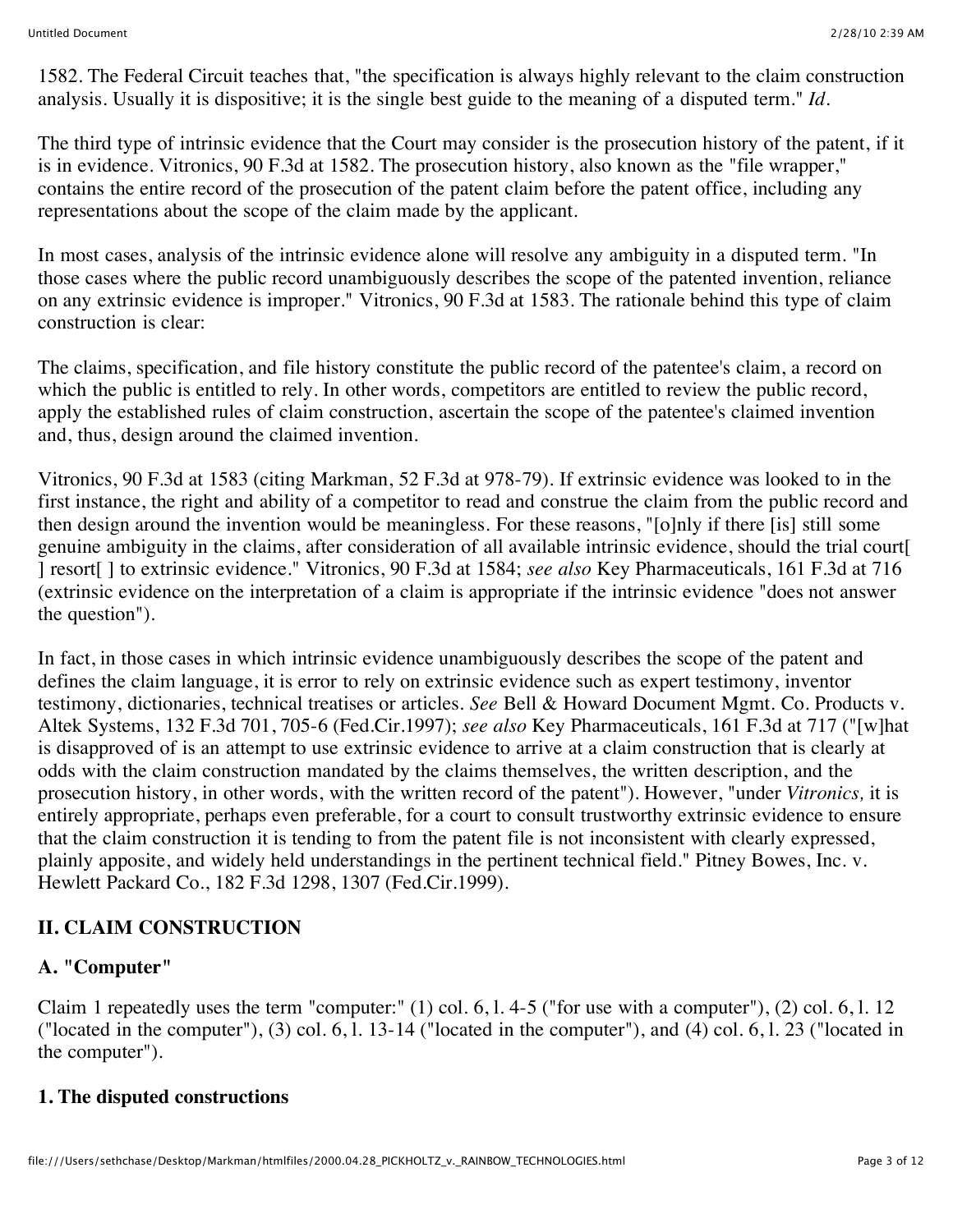1582. The Federal Circuit teaches that, "the specification is always highly relevant to the claim construction analysis. Usually it is dispositive; it is the single best guide to the meaning of a disputed term." *Id.*

The third type of intrinsic evidence that the Court may consider is the prosecution history of the patent, if it is in evidence. Vitronics, 90 F.3d at 1582. The prosecution history, also known as the "file wrapper," contains the entire record of the prosecution of the patent claim before the patent office, including any representations about the scope of the claim made by the applicant.

In most cases, analysis of the intrinsic evidence alone will resolve any ambiguity in a disputed term. "In those cases where the public record unambiguously describes the scope of the patented invention, reliance on any extrinsic evidence is improper." Vitronics, 90 F.3d at 1583. The rationale behind this type of claim construction is clear:

The claims, specification, and file history constitute the public record of the patentee's claim, a record on which the public is entitled to rely. In other words, competitors are entitled to review the public record, apply the established rules of claim construction, ascertain the scope of the patentee's claimed invention and, thus, design around the claimed invention.

Vitronics, 90 F.3d at 1583 (citing Markman, 52 F.3d at 978-79). If extrinsic evidence was looked to in the first instance, the right and ability of a competitor to read and construe the claim from the public record and then design around the invention would be meaningless. For these reasons, "[o]nly if there [is] still some genuine ambiguity in the claims, after consideration of all available intrinsic evidence, should the trial court[ ] resort[ ] to extrinsic evidence." Vitronics, 90 F.3d at 1584; *see also* Key Pharmaceuticals, 161 F.3d at 716 (extrinsic evidence on the interpretation of a claim is appropriate if the intrinsic evidence "does not answer the question").

In fact, in those cases in which intrinsic evidence unambiguously describes the scope of the patent and defines the claim language, it is error to rely on extrinsic evidence such as expert testimony, inventor testimony, dictionaries, technical treatises or articles. *See* Bell & Howard Document Mgmt. Co. Products v. Altek Systems, 132 F.3d 701, 705-6 (Fed.Cir.1997); *see also* Key Pharmaceuticals, 161 F.3d at 717 ("[w]hat is disapproved of is an attempt to use extrinsic evidence to arrive at a claim construction that is clearly at odds with the claim construction mandated by the claims themselves, the written description, and the prosecution history, in other words, with the written record of the patent"). However, "under *Vitronics,* it is entirely appropriate, perhaps even preferable, for a court to consult trustworthy extrinsic evidence to ensure that the claim construction it is tending to from the patent file is not inconsistent with clearly expressed, plainly apposite, and widely held understandings in the pertinent technical field." Pitney Bowes, Inc. v. Hewlett Packard Co., 182 F.3d 1298, 1307 (Fed.Cir.1999).

## II. CLAIM CONSTRUCTION

### A. "Computer"

Claim 1 repeatedly uses the term "computer:" (1) col. 6, l. 4-5 ("for use with a computer"), (2) col. 6, l. 12 ("located in the computer"), (3) col. 6, l. 13-14 ("located in the computer"), and (4) col. 6, l. 23 ("located in the computer").

#### 1. The disputed constructions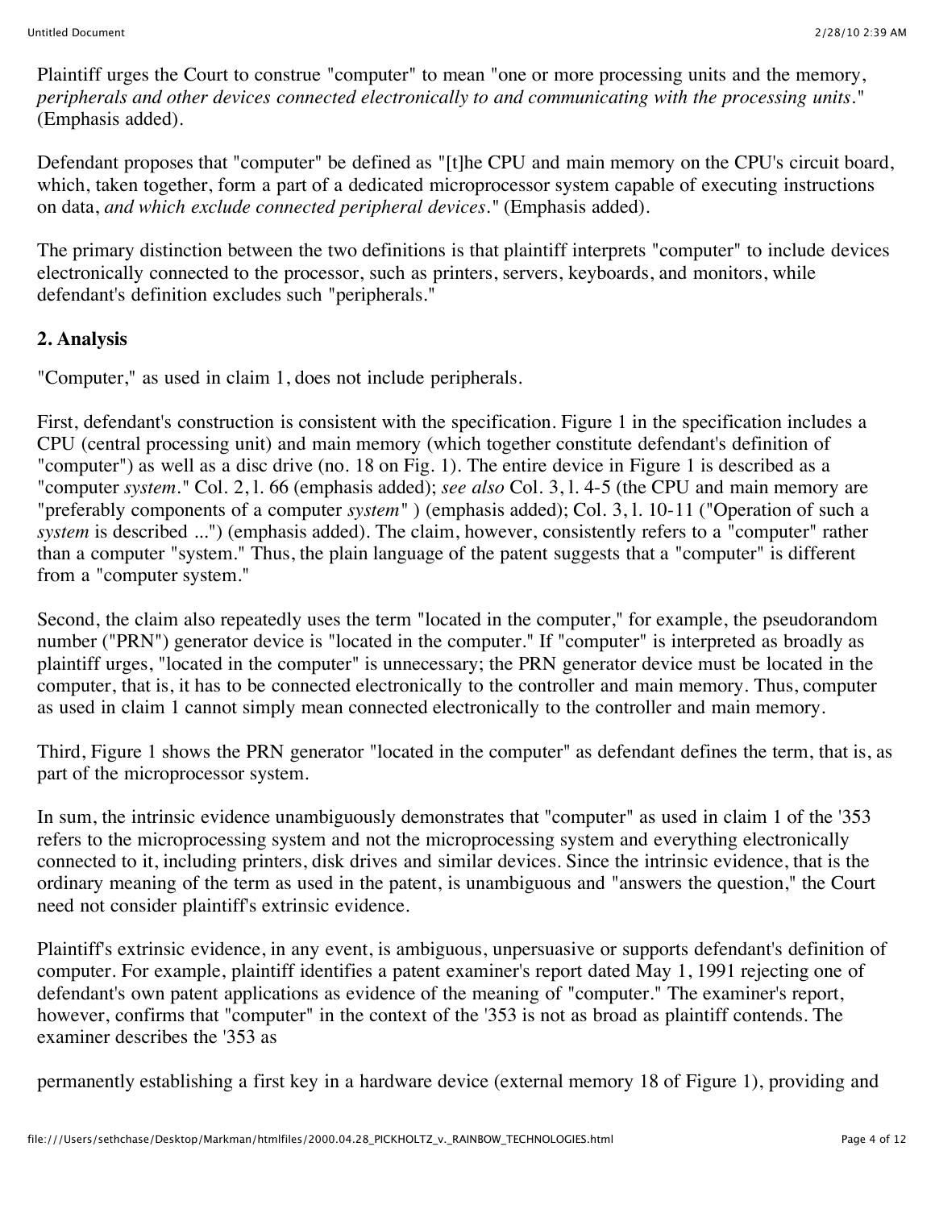Plaintiff urges the Court to construe "computer" to mean "one or more processing units and the memory, *peripherals and other devices connected electronically to and communicating with the processing units.*" (Emphasis added).

Defendant proposes that "computer" be defined as "[t]he CPU and main memory on the CPU's circuit board, which, taken together, form a part of a dedicated microprocessor system capable of executing instructions on data, *and which exclude connected peripheral devices.*" (Emphasis added).

The primary distinction between the two definitions is that plaintiff interprets "computer" to include devices electronically connected to the processor, such as printers, servers, keyboards, and monitors, while defendant's definition excludes such "peripherals."

**2. Analysis**

"Computer," as used in claim 1, does not include peripherals.

First, defendant's construction is consistent with the specification. Figure 1 in the specification includes a CPU (central processing unit) and main memory (which together constitute defendant's definition of "computer") as well as a disc drive (no. 18 on Fig. 1). The entire device in Figure 1 is described as a "computer *system*." Col. 2, l. 66 (emphasis added); *see also* Col. 3, l. 4-5 (the CPU and main memory are "preferably components of a computer *system*" ) (emphasis added); Col. 3, l. 10-11 ("Operation of such a *system* is described ...") (emphasis added). The claim, however, consistently refers to a "computer" rather than a computer "system." Thus, the plain language of the patent suggests that a "computer" is different from a "computer system."

Second, the claim also repeatedly uses the term "located in the computer," for example, the pseudorandom number ("PRN") generator device is "located in the computer." If "computer" is interpreted as broadly as plaintiff urges, "located in the computer" is unnecessary; the PRN generator device must be located in the computer, that is, it has to be connected electronically to the controller and main memory. Thus, computer as used in claim 1 cannot simply mean connected electronically to the controller and main memory.

Third, Figure 1 shows the PRN generator "located in the computer" as defendant defines the term, that is, as part of the microprocessor system.

In sum, the intrinsic evidence unambiguously demonstrates that "computer" as used in claim 1 of the '353 refers to the microprocessing system and not the microprocessing system and everything electronically connected to it, including printers, disk drives and similar devices. Since the intrinsic evidence, that is the ordinary meaning of the term as used in the patent, is unambiguous and "answers the question," the Court need not consider plaintiff's extrinsic evidence.

Plaintiff's extrinsic evidence, in any event, is ambiguous, unpersuasive or supports defendant's definition of computer. For example, plaintiff identifies a patent examiner's report dated May 1, 1991 rejecting one of defendant's own patent applications as evidence of the meaning of "computer." The examiner's report, however, confirms that "computer" in the context of the '353 is not as broad as plaintiff contends. The examiner describes the '353 as

permanently establishing a first key in a hardware device (external memory 18 of Figure 1), providing and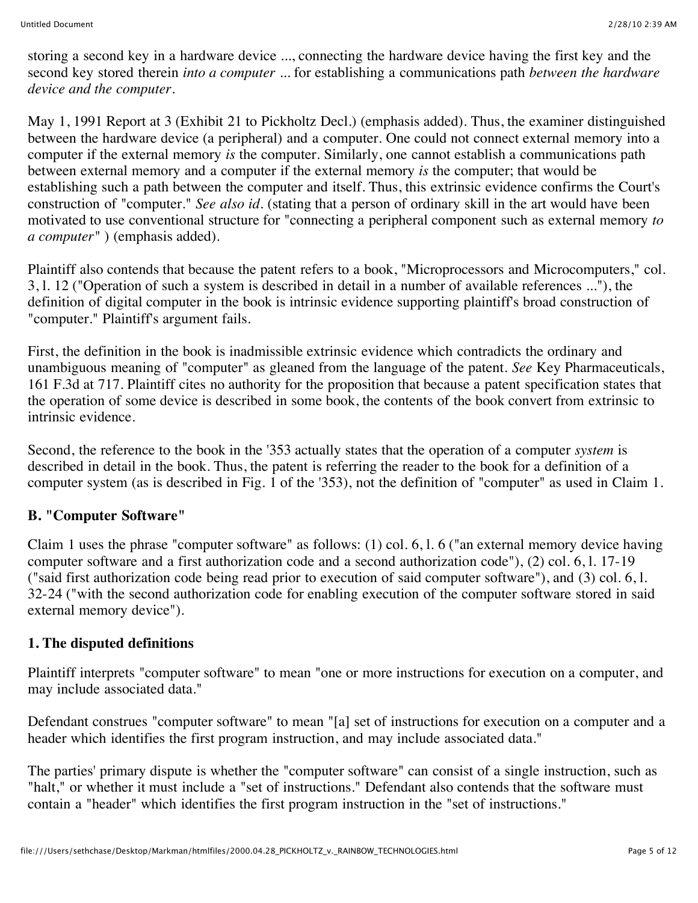storing a second key in a hardware device ..., connecting the hardware device having the first key and the second key stored therein *into a computer* ... for establishing a communications path *between the hardware device and the computer*.

May 1, 1991 Report at 3 (Exhibit 21 to Pickholtz Decl.) (emphasis added). Thus, the examiner distinguished between the hardware device (a peripheral) and a computer. One could not connect external memory into a computer if the external memory *is* the computer. Similarly, one cannot establish a communications path between external memory and a computer if the external memory *is* the computer; that would be establishing such a path between the computer and itself. Thus, this extrinsic evidence confirms the Court's construction of "computer." *See also id.* (stating that a person of ordinary skill in the art would have been motivated to use conventional structure for "connecting a peripheral component such as external memory *to a computer*" ) (emphasis added).

Plaintiff also contends that because the patent refers to a book, "Microprocessors and Microcomputers," col. 3, l. 12 ("Operation of such a system is described in detail in a number of available references ..."), the definition of digital computer in the book is intrinsic evidence supporting plaintiff's broad construction of "computer." Plaintiff's argument fails.

First, the definition in the book is inadmissible extrinsic evidence which contradicts the ordinary and unambiguous meaning of "computer" as gleaned from the language of the patent. *See* Key Pharmaceuticals, 161 F.3d at 717. Plaintiff cites no authority for the proposition that because a patent specification states that the operation of some device is described in some book, the contents of the book convert from extrinsic to intrinsic evidence.

Second, the reference to the book in the '353 actually states that the operation of a computer *system* is described in detail in the book. Thus, the patent is referring the reader to the book for a definition of a computer system (as is described in Fig. 1 of the '353), not the definition of "computer" as used in Claim 1.

### B. "Computer Software"

Claim 1 uses the phrase "computer software" as follows: (1) col. 6, l. 6 ("an external memory device having computer software and a first authorization code and a second authorization code"), (2) col. 6, l. 17-19 ("said first authorization code being read prior to execution of said computer software"), and (3) col. 6, l. 32-24 ("with the second authorization code for enabling execution of the computer software stored in said external memory device").

#### 1. The disputed definitions

Plaintiff interprets "computer software" to mean "one or more instructions for execution on a computer, and may include associated data."

Defendant construes "computer software" to mean "[a] set of instructions for execution on a computer and a header which identifies the first program instruction, and may include associated data."

The parties' primary dispute is whether the "computer software" can consist of a single instruction, such as "halt," or whether it must include a "set of instructions." Defendant also contends that the software must contain a "header" which identifies the first program instruction in the "set of instructions."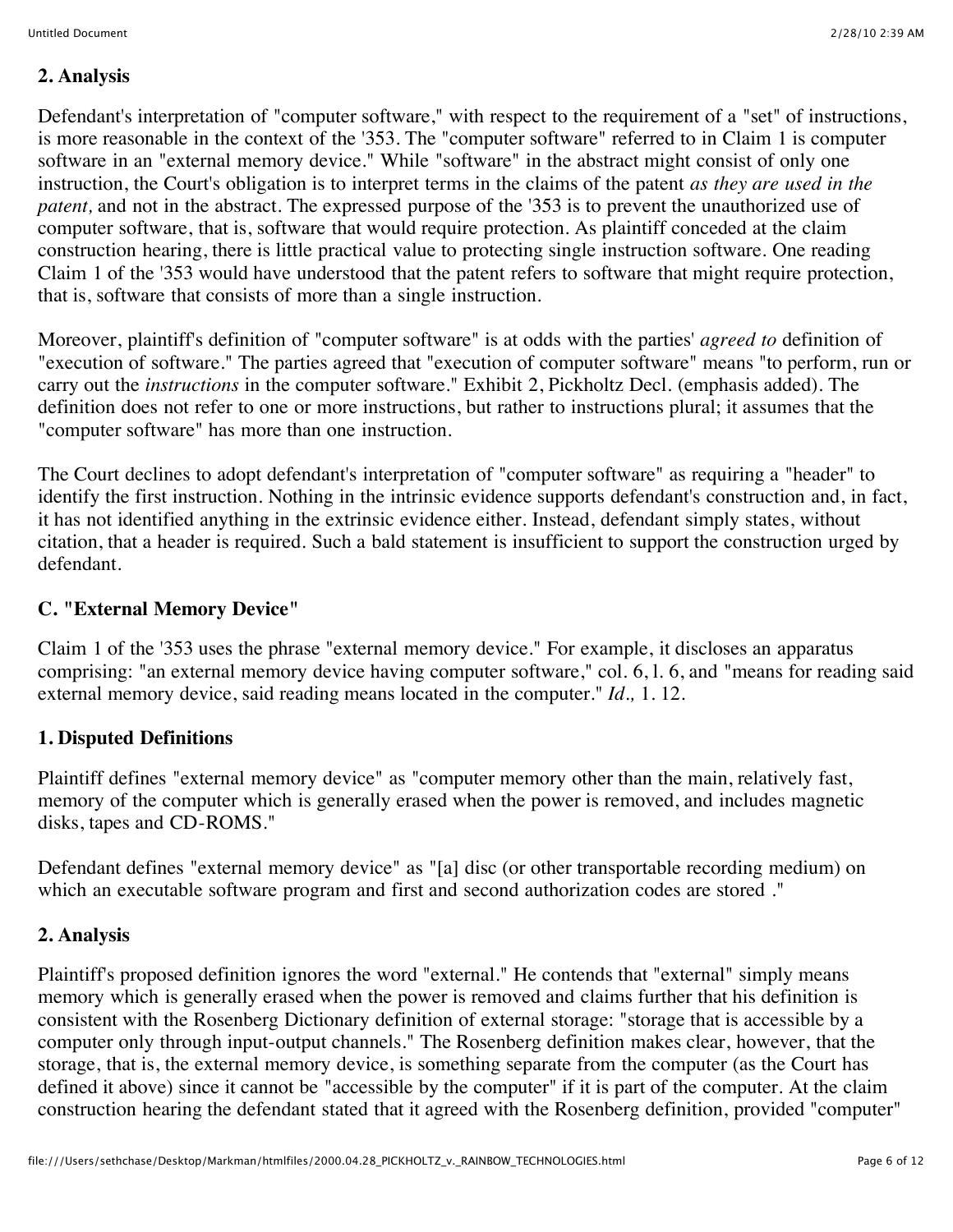### 2. Analysis

Defendant's interpretation of "computer software," with respect to the requirement of a "set" of instructions, is more reasonable in the context of the '353. The "computer software" referred to in Claim 1 is computer software in an "external memory device." While "software" in the abstract might consist of only one instruction, the Court's obligation is to interpret terms in the claims of the patent *as they are used in the patent,* and not in the abstract. The expressed purpose of the '353 is to prevent the unauthorized use of computer software, that is, software that would require protection. As plaintiff conceded at the claim construction hearing, there is little practical value to protecting single instruction software. One reading Claim 1 of the '353 would have understood that the patent refers to software that might require protection, that is, software that consists of more than a single instruction.

Moreover, plaintiff's definition of "computer software" is at odds with the parties' *agreed to* definition of "execution of software." The parties agreed that "execution of computer software" means "to perform, run or carry out the *instructions* in the computer software." Exhibit 2, Pickholtz Decl. (emphasis added). The definition does not refer to one or more instructions, but rather to instructions plural; it assumes that the "computer software" has more than one instruction.

The Court declines to adopt defendant's interpretation of "computer software" as requiring a "header" to identify the first instruction. Nothing in the intrinsic evidence supports defendant's construction and, in fact, it has not identified anything in the extrinsic evidence either. Instead, defendant simply states, without citation, that a header is required. Such a bald statement is insufficient to support the construction urged by defendant.

## C. "External Memory Device"

Claim 1 of the '353 uses the phrase "external memory device." For example, it discloses an apparatus comprising: "an external memory device having computer software," col. 6, l. 6, and "means for reading said external memory device, said reading means located in the computer." *Id.,* 1. 12.

### 1. Disputed Definitions

Plaintiff defines "external memory device" as "computer memory other than the main, relatively fast, memory of the computer which is generally erased when the power is removed, and includes magnetic disks, tapes and CD-ROMS."

Defendant defines "external memory device" as "[a] disc (or other transportable recording medium) on which an executable software program and first and second authorization codes are stored ."

### 2. Analysis

Plaintiff's proposed definition ignores the word "external." He contends that "external" simply means memory which is generally erased when the power is removed and claims further that his definition is consistent with the Rosenberg Dictionary definition of external storage: "storage that is accessible by a computer only through input-output channels." The Rosenberg definition makes clear, however, that the storage, that is, the external memory device, is something separate from the computer (as the Court has defined it above) since it cannot be "accessible by the computer" if it is part of the computer. At the claim construction hearing the defendant stated that it agreed with the Rosenberg definition, provided "computer"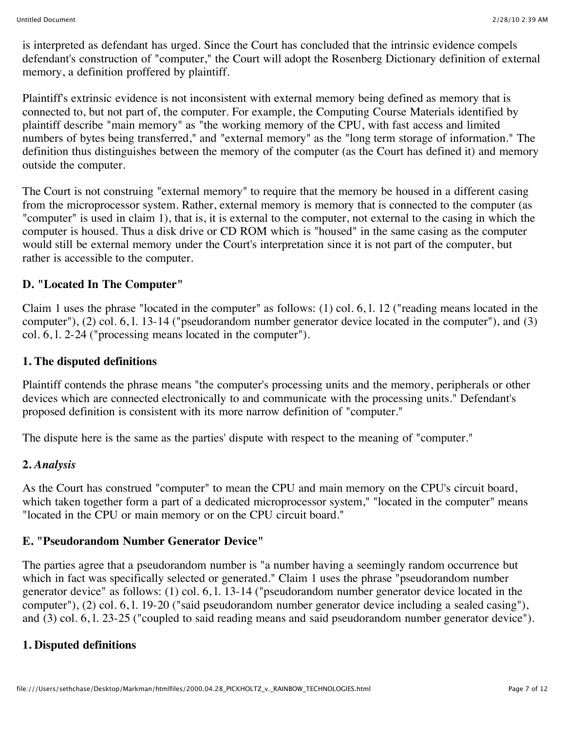is interpreted as defendant has urged. Since the Court has concluded that the intrinsic evidence compels defendant's construction of "computer," the Court will adopt the Rosenberg Dictionary definition of external memory, a definition proffered by plaintiff.

Plaintiff's extrinsic evidence is not inconsistent with external memory being defined as memory that is connected to, but not part of, the computer. For example, the Computing Course Materials identified by plaintiff describe "main memory" as "the working memory of the CPU, with fast access and limited numbers of bytes being transferred," and "external memory" as the "long term storage of information." The definition thus distinguishes between the memory of the computer (as the Court has defined it) and memory outside the computer.

The Court is not construing "external memory" to require that the memory be housed in a different casing from the microprocessor system. Rather, external memory is memory that is connected to the computer (as "computer" is used in claim 1), that is, it is external to the computer, not external to the casing in which the computer is housed. Thus a disk drive or CD ROM which is "housed" in the same casing as the computer would still be external memory under the Court's interpretation since it is not part of the computer, but rather is accessible to the computer.

### D. "Located In The Computer"

Claim 1 uses the phrase "located in the computer" as follows: (1) col. 6, l. 12 ("reading means located in the computer"), (2) col. 6, l. 13-14 ("pseudorandom number generator device located in the computer"), and (3) col. 6, l. 2-24 ("processing means located in the computer").

#### 1. The disputed definitions

Plaintiff contends the phrase means "the computer's processing units and the memory, peripherals or other devices which are connected electronically to and communicate with the processing units." Defendant's proposed definition is consistent with its more narrow definition of "computer."

The dispute here is the same as the parties' dispute with respect to the meaning of "computer."

#### 2. *Analysis*

As the Court has construed "computer" to mean the CPU and main memory on the CPU's circuit board, which taken together form a part of a dedicated microprocessor system," "located in the computer" means "located in the CPU or main memory or on the CPU circuit board."

### E. "Pseudorandom Number Generator Device"

The parties agree that a pseudorandom number is "a number having a seemingly random occurrence but which in fact was specifically selected or generated." Claim 1 uses the phrase "pseudorandom number generator device" as follows: (1) col. 6, l. 13-14 ("pseudorandom number generator device located in the computer"), (2) col. 6, l. 19-20 ("said pseudorandom number generator device including a sealed casing"), and (3) col. 6, l. 23-25 ("coupled to said reading means and said pseudorandom number generator device").

#### 1. Disputed definitions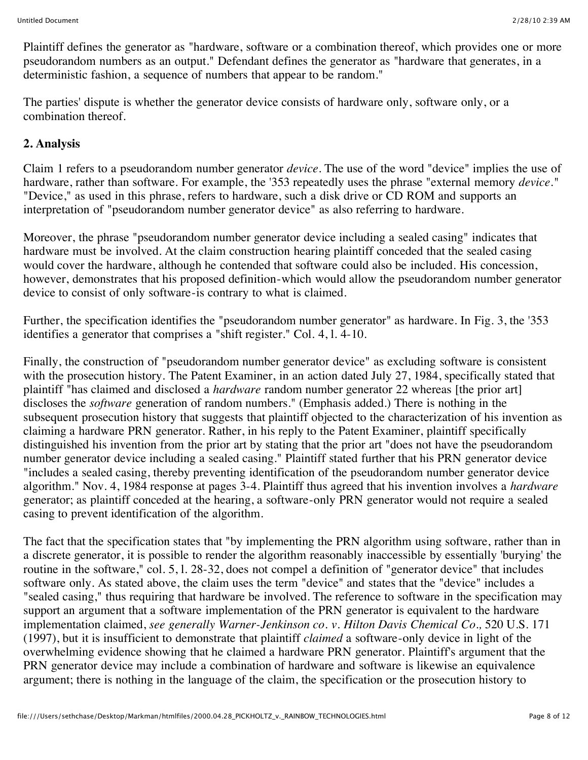Plaintiff defines the generator as "hardware, software or a combination thereof, which provides one or more pseudorandom numbers as an output." Defendant defines the generator as "hardware that generates, in a deterministic fashion, a sequence of numbers that appear to be random."

The parties' dispute is whether the generator device consists of hardware only, software only, or a combination thereof.

**2. Analysis**

Claim 1 refers to a pseudorandom number generator *device*. The use of the word "device" implies the use of hardware, rather than software. For example, the '353 repeatedly uses the phrase "external memory *device*." "Device," as used in this phrase, refers to hardware, such a disk drive or CD ROM and supports an interpretation of "pseudorandom number generator device" as also referring to hardware.

Moreover, the phrase "pseudorandom number generator device including a sealed casing" indicates that hardware must be involved. At the claim construction hearing plaintiff conceded that the sealed casing would cover the hardware, although he contended that software could also be included. His concession, however, demonstrates that his proposed definition-which would allow the pseudorandom number generator device to consist of only software-is contrary to what is claimed.

Further, the specification identifies the "pseudorandom number generator" as hardware. In Fig. 3, the '353 identifies a generator that comprises a "shift register." Col. 4, l. 4-10.

Finally, the construction of "pseudorandom number generator device" as excluding software is consistent with the prosecution history. The Patent Examiner, in an action dated July 27, 1984, specifically stated that plaintiff "has claimed and disclosed a *hardware* random number generator 22 whereas [the prior art] discloses the *software* generation of random numbers." (Emphasis added.) There is nothing in the subsequent prosecution history that suggests that plaintiff objected to the characterization of his invention as claiming a hardware PRN generator. Rather, in his reply to the Patent Examiner, plaintiff specifically distinguished his invention from the prior art by stating that the prior art "does not have the pseudorandom number generator device including a sealed casing." Plaintiff stated further that his PRN generator device "includes a sealed casing, thereby preventing identification of the pseudorandom number generator device algorithm." Nov. 4, 1984 response at pages 3-4. Plaintiff thus agreed that his invention involves a *hardware* generator; as plaintiff conceded at the hearing, a software-only PRN generator would not require a sealed casing to prevent identification of the algorithm.

The fact that the specification states that "by implementing the PRN algorithm using software, rather than in a discrete generator, it is possible to render the algorithm reasonably inaccessible by essentially 'burying' the routine in the software," col. 5, l. 28-32, does not compel a definition of "generator device" that includes software only. As stated above, the claim uses the term "device" and states that the "device" includes a "sealed casing," thus requiring that hardware be involved. The reference to software in the specification may support an argument that a software implementation of the PRN generator is equivalent to the hardware implementation claimed, *see generally Warner-Jenkinson co. v. Hilton Davis Chemical Co.,* 520 U.S. 171 (1997), but it is insufficient to demonstrate that plaintiff *claimed* a software-only device in light of the overwhelming evidence showing that he claimed a hardware PRN generator. Plaintiff's argument that the PRN generator device may include a combination of hardware and software is likewise an equivalence argument; there is nothing in the language of the claim, the specification or the prosecution history to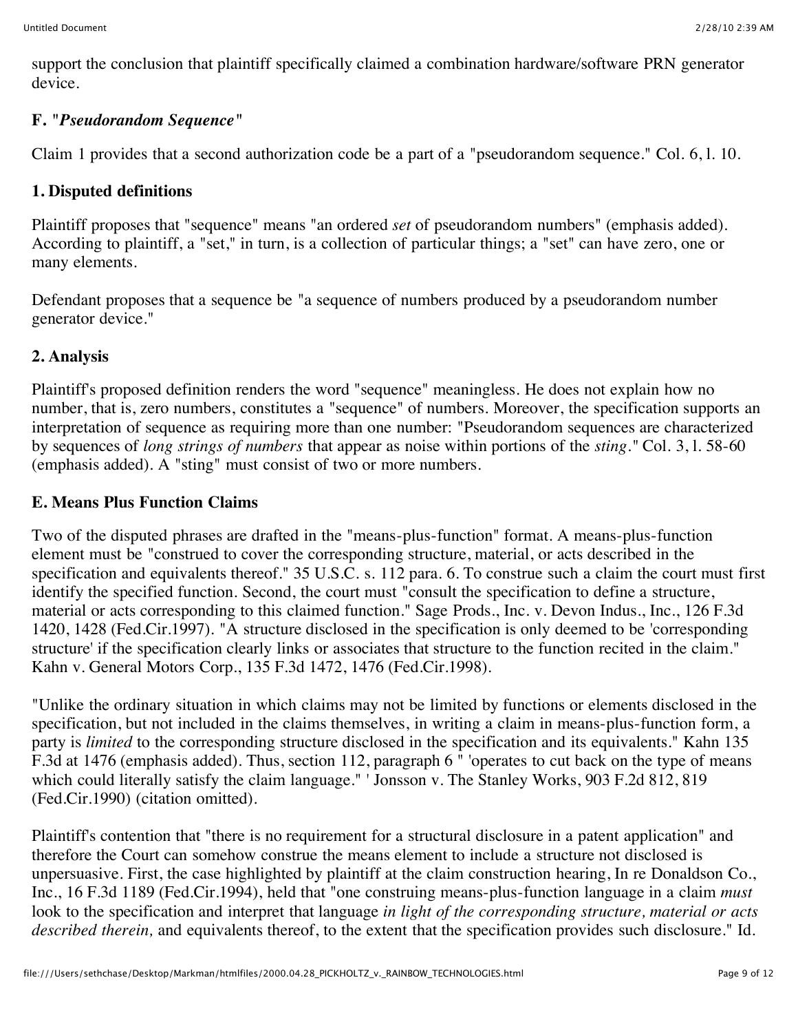support the conclusion that plaintiff specifically claimed a combination hardware/software PRN generator device.

### F. "*Pseudorandom Sequence*"

Claim 1 provides that a second authorization code be a part of a "pseudorandom sequence." Col. 6, l. 10.

#### 1. Disputed definitions

Plaintiff proposes that "sequence" means "an ordered *set* of pseudorandom numbers" (emphasis added). According to plaintiff, a "set," in turn, is a collection of particular things; a "set" can have zero, one or many elements.

Defendant proposes that a sequence be "a sequence of numbers produced by a pseudorandom number generator device."

#### 2. Analysis

Plaintiff's proposed definition renders the word "sequence" meaningless. He does not explain how no number, that is, zero numbers, constitutes a "sequence" of numbers. Moreover, the specification supports an interpretation of sequence as requiring more than one number: "Pseudorandom sequences are characterized by sequences of *long strings of numbers* that appear as noise within portions of the *sting*." Col. 3, l. 58-60 (emphasis added). A "sting" must consist of two or more numbers.

### E. Means Plus Function Claims

Two of the disputed phrases are drafted in the "means-plus-function" format. A means-plus-function element must be "construed to cover the corresponding structure, material, or acts described in the specification and equivalents thereof." 35 U.S.C. s. 112 para. 6. To construe such a claim the court must first identify the specified function. Second, the court must "consult the specification to define a structure, material or acts corresponding to this claimed function." Sage Prods., Inc. v. Devon Indus., Inc., 126 F.3d 1420, 1428 (Fed.Cir.1997). "A structure disclosed in the specification is only deemed to be 'corresponding structure' if the specification clearly links or associates that structure to the function recited in the claim." Kahn v. General Motors Corp., 135 F.3d 1472, 1476 (Fed.Cir.1998).

"Unlike the ordinary situation in which claims may not be limited by functions or elements disclosed in the specification, but not included in the claims themselves, in writing a claim in means-plus-function form, a party is *limited* to the corresponding structure disclosed in the specification and its equivalents." Kahn 135 F.3d at 1476 (emphasis added). Thus, section 112, paragraph 6 " 'operates to cut back on the type of means which could literally satisfy the claim language." ' Jonsson v. The Stanley Works, 903 F.2d 812, 819 (Fed.Cir.1990) (citation omitted).

Plaintiff's contention that "there is no requirement for a structural disclosure in a patent application" and therefore the Court can somehow construe the means element to include a structure not disclosed is unpersuasive. First, the case highlighted by plaintiff at the claim construction hearing, In re Donaldson Co., Inc., 16 F.3d 1189 (Fed.Cir.1994), held that "one construing means-plus-function language in a claim *must* look to the specification and interpret that language *in light of the corresponding structure, material or acts described therein,* and equivalents thereof, to the extent that the specification provides such disclosure." Id.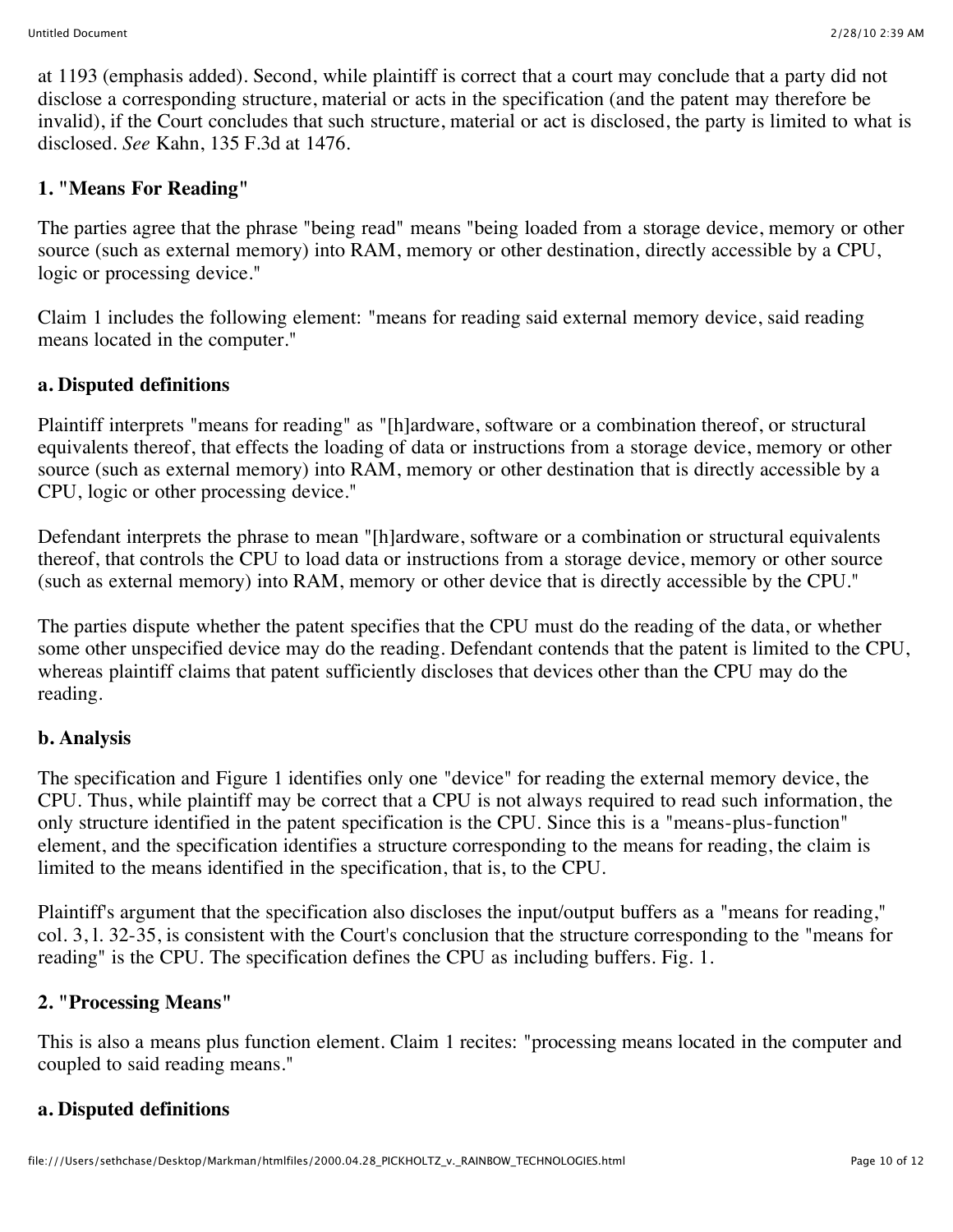at 1193 (emphasis added). Second, while plaintiff is correct that a court may conclude that a party did not disclose a corresponding structure, material or acts in the specification (and the patent may therefore be invalid), if the Court concludes that such structure, material or act is disclosed, the party is limited to what is disclosed. *See* Kahn, 135 F.3d at 1476.

### 1. "Means For Reading"

The parties agree that the phrase "being read" means "being loaded from a storage device, memory or other source (such as external memory) into RAM, memory or other destination, directly accessible by a CPU, logic or processing device."

Claim 1 includes the following element: "means for reading said external memory device, said reading means located in the computer."

#### a. Disputed definitions

Plaintiff interprets "means for reading" as "[h]ardware, software or a combination thereof, or structural equivalents thereof, that effects the loading of data or instructions from a storage device, memory or other source (such as external memory) into RAM, memory or other destination that is directly accessible by a CPU, logic or other processing device."

Defendant interprets the phrase to mean "[h]ardware, software or a combination or structural equivalents thereof, that controls the CPU to load data or instructions from a storage device, memory or other source (such as external memory) into RAM, memory or other device that is directly accessible by the CPU."

The parties dispute whether the patent specifies that the CPU must do the reading of the data, or whether some other unspecified device may do the reading. Defendant contends that the patent is limited to the CPU, whereas plaintiff claims that patent sufficiently discloses that devices other than the CPU may do the reading.

#### b. Analysis

The specification and Figure 1 identifies only one "device" for reading the external memory device, the CPU. Thus, while plaintiff may be correct that a CPU is not always required to read such information, the only structure identified in the patent specification is the CPU. Since this is a "means-plus-function" element, and the specification identifies a structure corresponding to the means for reading, the claim is limited to the means identified in the specification, that is, to the CPU.

Plaintiff's argument that the specification also discloses the input/output buffers as a "means for reading," col. 3, l. 32-35, is consistent with the Court's conclusion that the structure corresponding to the "means for reading" is the CPU. The specification defines the CPU as including buffers. Fig. 1.

### 2. "Processing Means"

This is also a means plus function element. Claim 1 recites: "processing means located in the computer and coupled to said reading means."

#### a. Disputed definitions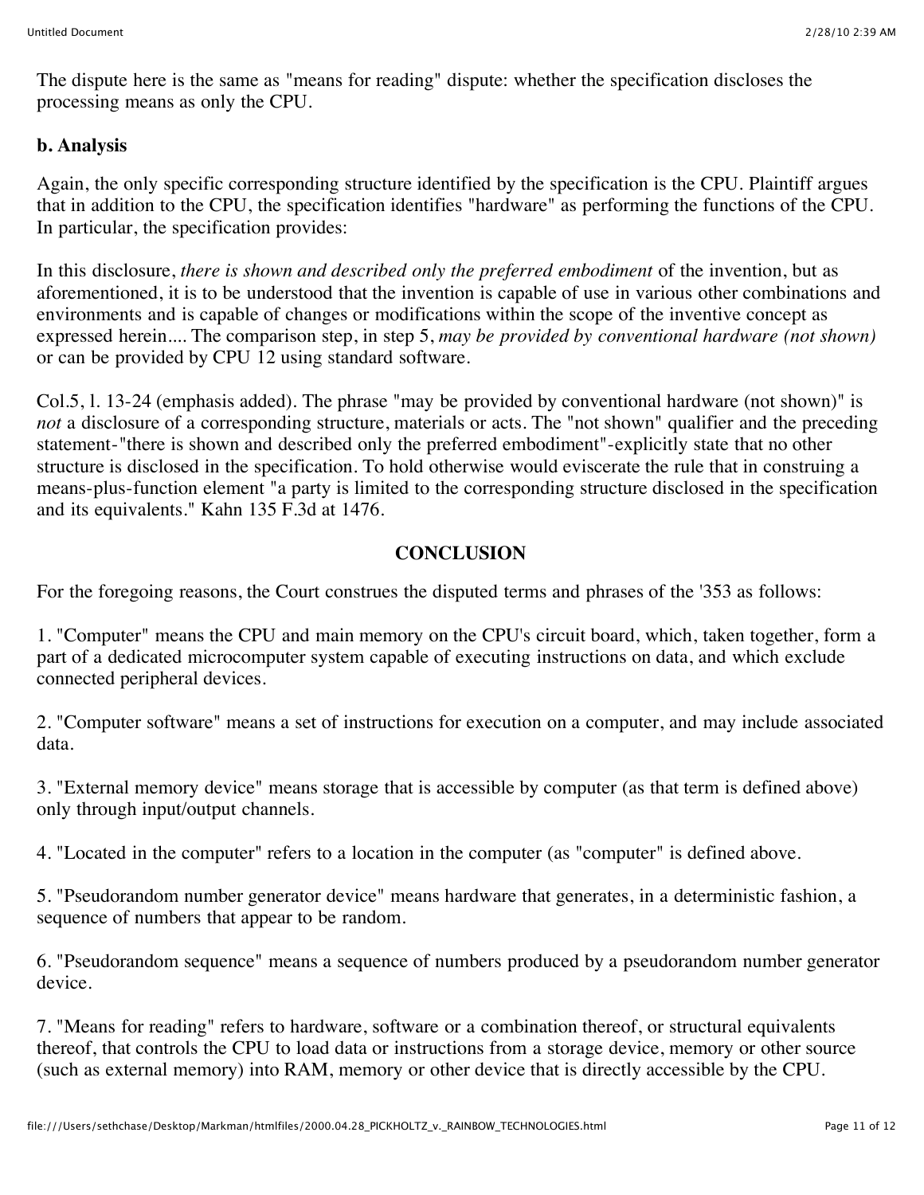The dispute here is the same as "means for reading" dispute: whether the specification discloses the processing means as only the CPU.

**b. Analysis**

Again, the only specific corresponding structure identified by the specification is the CPU. Plaintiff argues that in addition to the CPU, the specification identifies "hardware" as performing the functions of the CPU. In particular, the specification provides:

In this disclosure, *there is shown and described only the preferred embodiment* of the invention, but as aforementioned, it is to be understood that the invention is capable of use in various other combinations and environments and is capable of changes or modifications within the scope of the inventive concept as expressed herein.... The comparison step, in step 5, *may be provided by conventional hardware (not shown)* or can be provided by CPU 12 using standard software.

Col.5, l. 13-24 (emphasis added). The phrase "may be provided by conventional hardware (not shown)" is *not* a disclosure of a corresponding structure, materials or acts. The "not shown" qualifier and the preceding statement-"there is shown and described only the preferred embodiment"-explicitly state that no other structure is disclosed in the specification. To hold otherwise would eviscerate the rule that in construing a means-plus-function element "a party is limited to the corresponding structure disclosed in the specification and its equivalents." Kahn 135 F.3d at 1476.

**CONCLUSION**

For the foregoing reasons, the Court construes the disputed terms and phrases of the '353 as follows:

1. "Computer" means the CPU and main memory on the CPU's circuit board, which, taken together, form a part of a dedicated microcomputer system capable of executing instructions on data, and which exclude connected peripheral devices.

2. "Computer software" means a set of instructions for execution on a computer, and may include associated data.

3. "External memory device" means storage that is accessible by computer (as that term is defined above) only through input/output channels.

4. "Located in the computer" refers to a location in the computer (as "computer" is defined above.

5. "Pseudorandom number generator device" means hardware that generates, in a deterministic fashion, a sequence of numbers that appear to be random.

6. "Pseudorandom sequence" means a sequence of numbers produced by a pseudorandom number generator device.

7. "Means for reading" refers to hardware, software or a combination thereof, or structural equivalents thereof, that controls the CPU to load data or instructions from a storage device, memory or other source (such as external memory) into RAM, memory or other device that is directly accessible by the CPU.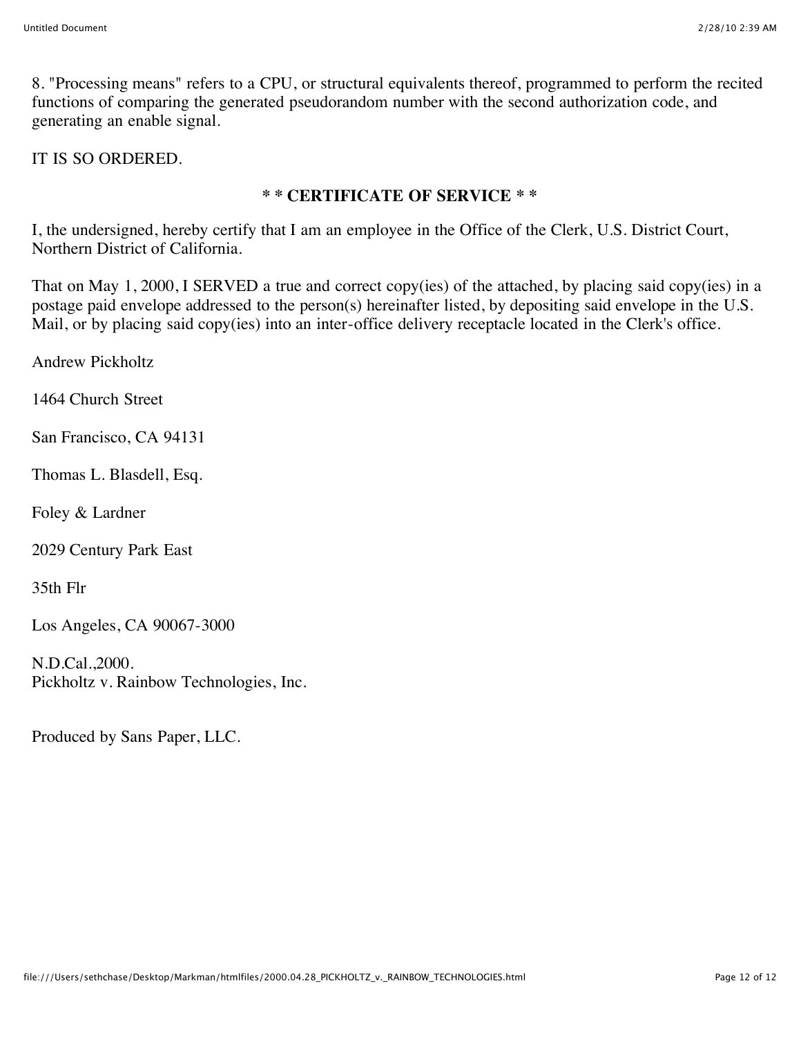8. "Processing means" refers to a CPU, or structural equivalents thereof, programmed to perform the recited functions of comparing the generated pseudorandom number with the second authorization code, and generating an enable signal.

IT IS SO ORDERED.

**\* \* CERTIFICATE OF SERVICE \* \***

I, the undersigned, hereby certify that I am an employee in the Office of the Clerk, U.S. District Court, Northern District of California.

That on May 1, 2000, I SERVED a true and correct copy(ies) of the attached, by placing said copy(ies) in a postage paid envelope addressed to the person(s) hereinafter listed, by depositing said envelope in the U.S. Mail, or by placing said copy(ies) into an inter-office delivery receptacle located in the Clerk's office.

Andrew Pickholtz

1464 Church Street

San Francisco, CA 94131

Thomas L. Blasdell, Esq.

Foley & Lardner

2029 Century Park East

35th Flr

Los Angeles, CA 90067-3000

N.D.Cal.,2000.
Pickholtz v. Rainbow Technologies, Inc.

Produced by Sans Paper, LLC.